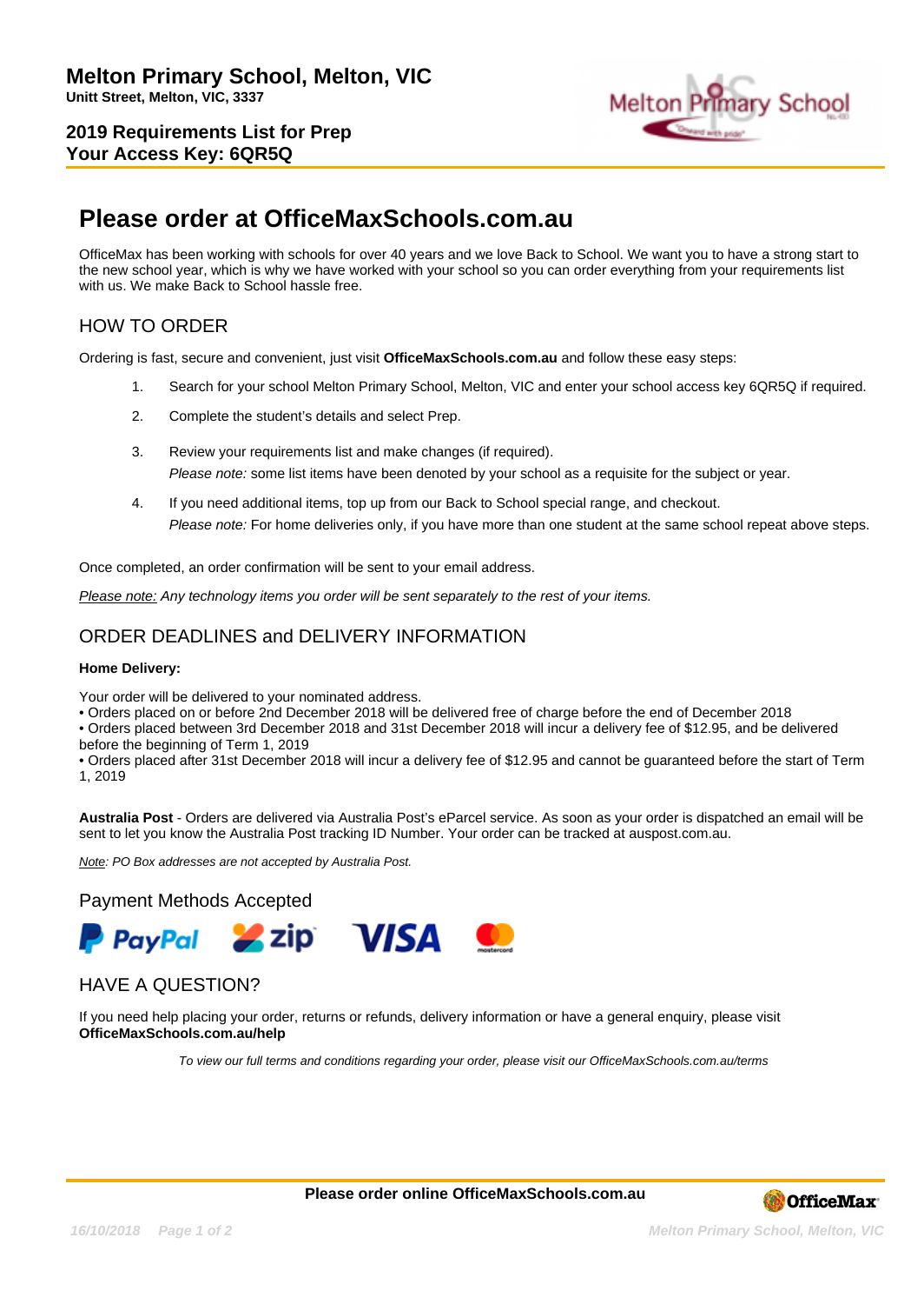# Melton Primary School, Melton, VIC

**Unitt Street, Melton, VIC, 3337**

**2019 Requirements List for Prep**
**Your Access Key: 6QR5Q**

# Please order at OfficeMaxSchools.com.au

OfficeMax has been working with schools for over 40 years and we love Back to School. We want you to have a strong start to the new school year, which is why we have worked with your school so you can order everything from your requirements list with us. We make Back to School hassle free.

## HOW TO ORDER

Ordering is fast, secure and convenient, just visit **OfficeMaxSchools.com.au** and follow these easy steps:

1. Search for your school Melton Primary School, Melton, VIC and enter your school access key 6QR5Q if required.
2. Complete the student's details and select Prep.
3. Review your requirements list and make changes (if required).
   *Please note:* some list items have been denoted by your school as a requisite for the subject or year.
4. If you need additional items, top up from our Back to School special range, and checkout.
   *Please note:* For home deliveries only, if you have more than one student at the same school repeat above steps.

Once completed, an order confirmation will be sent to your email address.

*Please note: Any technology items you order will be sent separately to the rest of your items.*

## ORDER DEADLINES and DELIVERY INFORMATION

**Home Delivery:**

Your order will be delivered to your nominated address.

- Orders placed on or before 2nd December 2018 will be delivered free of charge before the end of December 2018
- Orders placed between 3rd December 2018 and 31st December 2018 will incur a delivery fee of $12.95, and be delivered before the beginning of Term 1, 2019
- Orders placed after 31st December 2018 will incur a delivery fee of $12.95 and cannot be guaranteed before the start of Term 1, 2019

**Australia Post** - Orders are delivered via Australia Post's eParcel service. As soon as your order is dispatched an email will be sent to let you know the Australia Post tracking ID Number. Your order can be tracked at auspost.com.au.

*Note: PO Box addresses are not accepted by Australia Post.*

## Payment Methods Accepted

PayPal, zip, VISA, mastercard

## HAVE A QUESTION?

If you need help placing your order, returns or refunds, delivery information or have a general enquiry, please visit **OfficeMaxSchools.com.au/help**

*To view our full terms and conditions regarding your order, please visit our OfficeMaxSchools.com.au/terms*

**Please order online OfficeMaxSchools.com.au**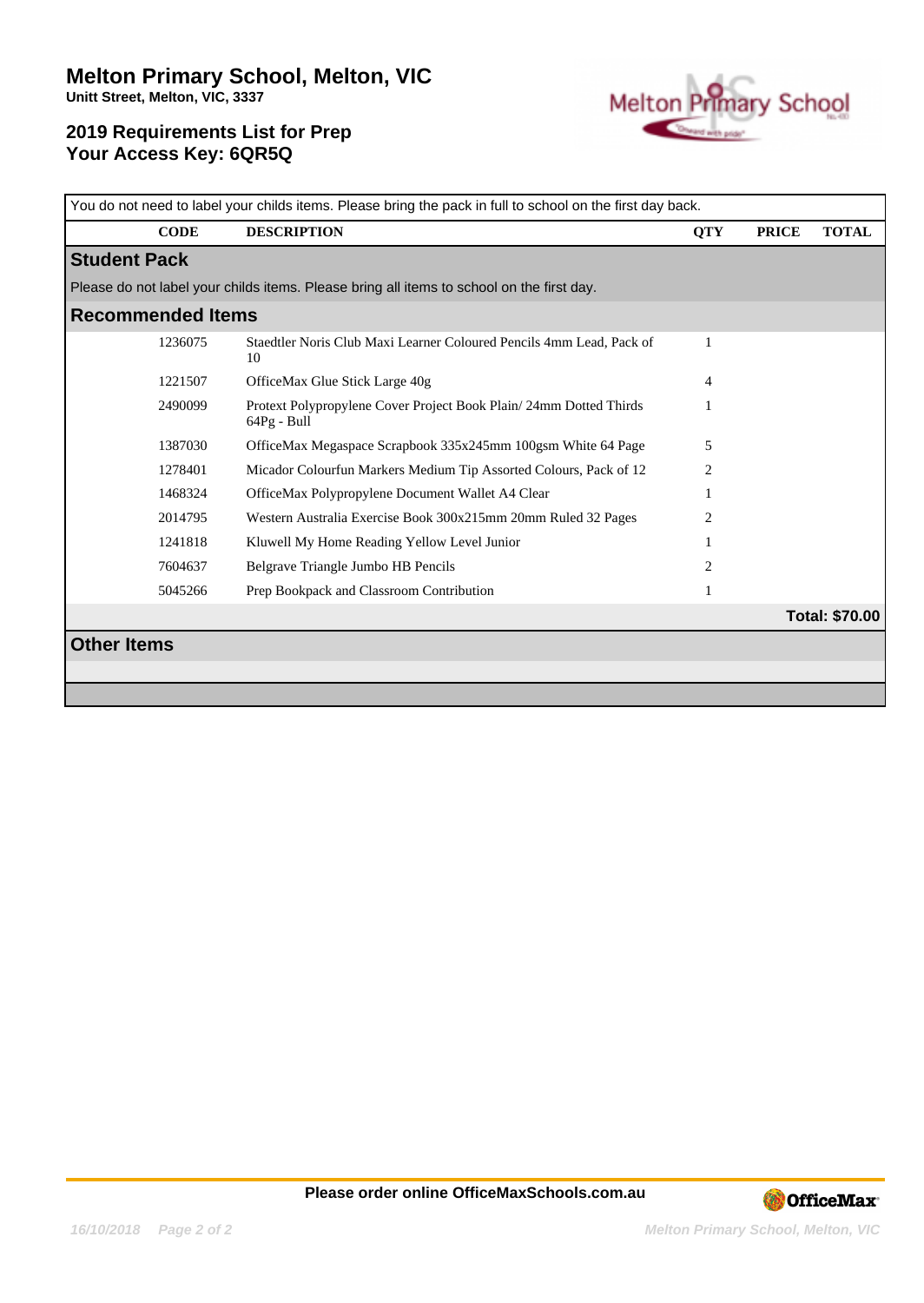# Melton Primary School, Melton, VIC

**Unitt Street, Melton, VIC, 3337**

## 2019 Requirements List for Prep
## Your Access Key: 6QR5Q

You do not need to label your childs items. Please bring the pack in full to school on the first day back.

| CODE | DESCRIPTION | QTY | PRICE | TOTAL |
|---|---|---|---|---|
| **Student Pack** | | | | |
| Please do not label your childs items. Please bring all items to school on the first day. | | | | |
| **Recommended Items** | | | | |
| 1236075 | Staedtler Noris Club Maxi Learner Coloured Pencils 4mm Lead, Pack of 10 | 1 | | |
| 1221507 | OfficeMax Glue Stick Large 40g | 4 | | |
| 2490099 | Protext Polypropylene Cover Project Book Plain/ 24mm Dotted Thirds 64Pg - Bull | 1 | | |
| 1387030 | OfficeMax Megaspace Scrapbook 335x245mm 100gsm White 64 Page | 5 | | |
| 1278401 | Micador Colourfun Markers Medium Tip Assorted Colours, Pack of 12 | 2 | | |
| 1468324 | OfficeMax Polypropylene Document Wallet A4 Clear | 1 | | |
| 2014795 | Western Australia Exercise Book 300x215mm 20mm Ruled 32 Pages | 2 | | |
| 1241818 | Kluwell My Home Reading Yellow Level Junior | 1 | | |
| 7604637 | Belgrave Triangle Jumbo HB Pencils | 2 | | |
| 5045266 | Prep Bookpack and Classroom Contribution | 1 | | |
| | | | | **Total: $70.00** |
| **Other Items** | | | | |

**Please order online OfficeMaxSchools.com.au**